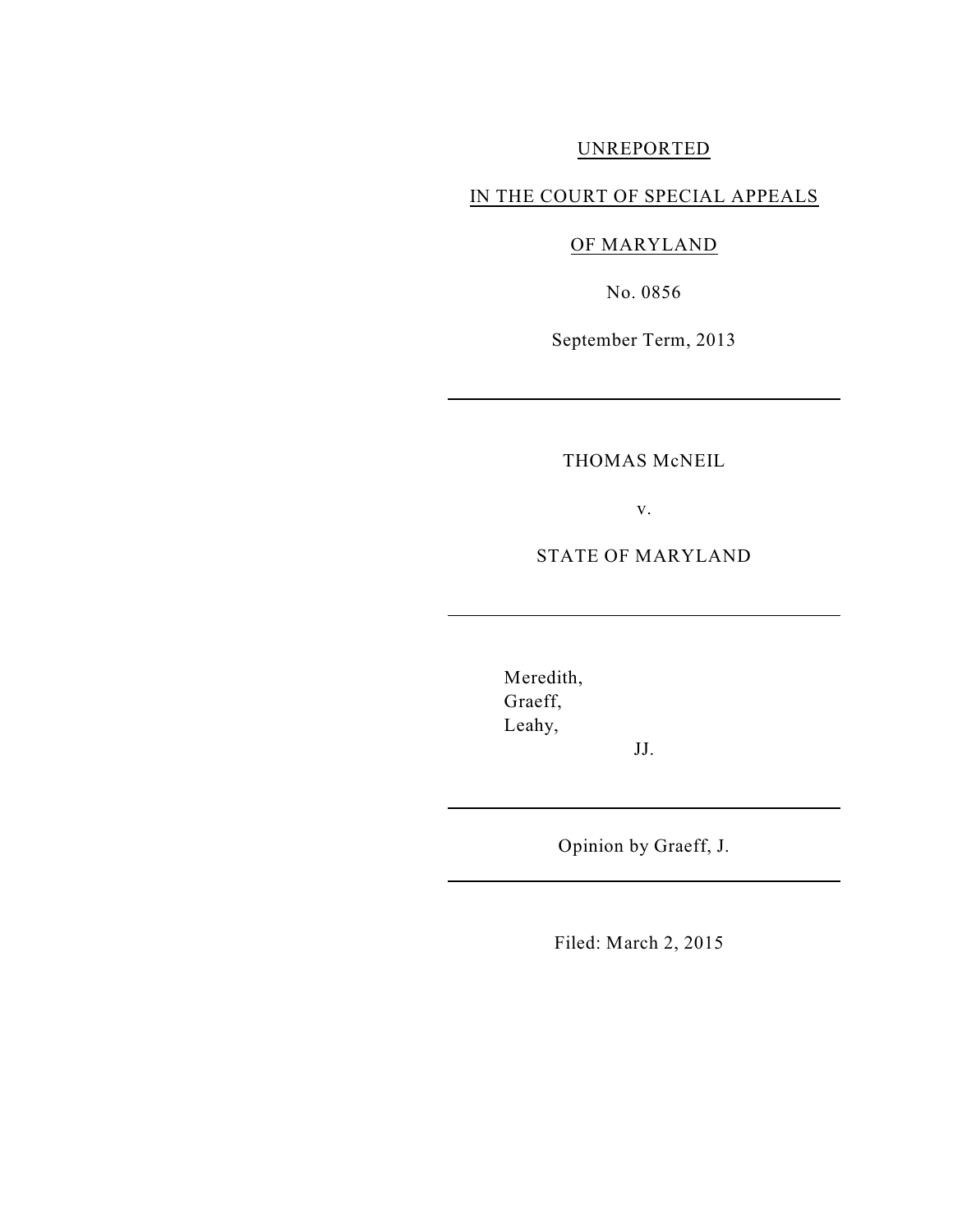UNREPORTED

IN THE COURT OF SPECIAL APPEALS

OF MARYLAND

No. 0856

September Term, 2013

---

THOMAS McNEIL

v.

STATE OF MARYLAND

---

Meredith,
Graeff,
Leahy,

JJ.

---

Opinion by Graeff, J.

---

Filed: March 2, 2015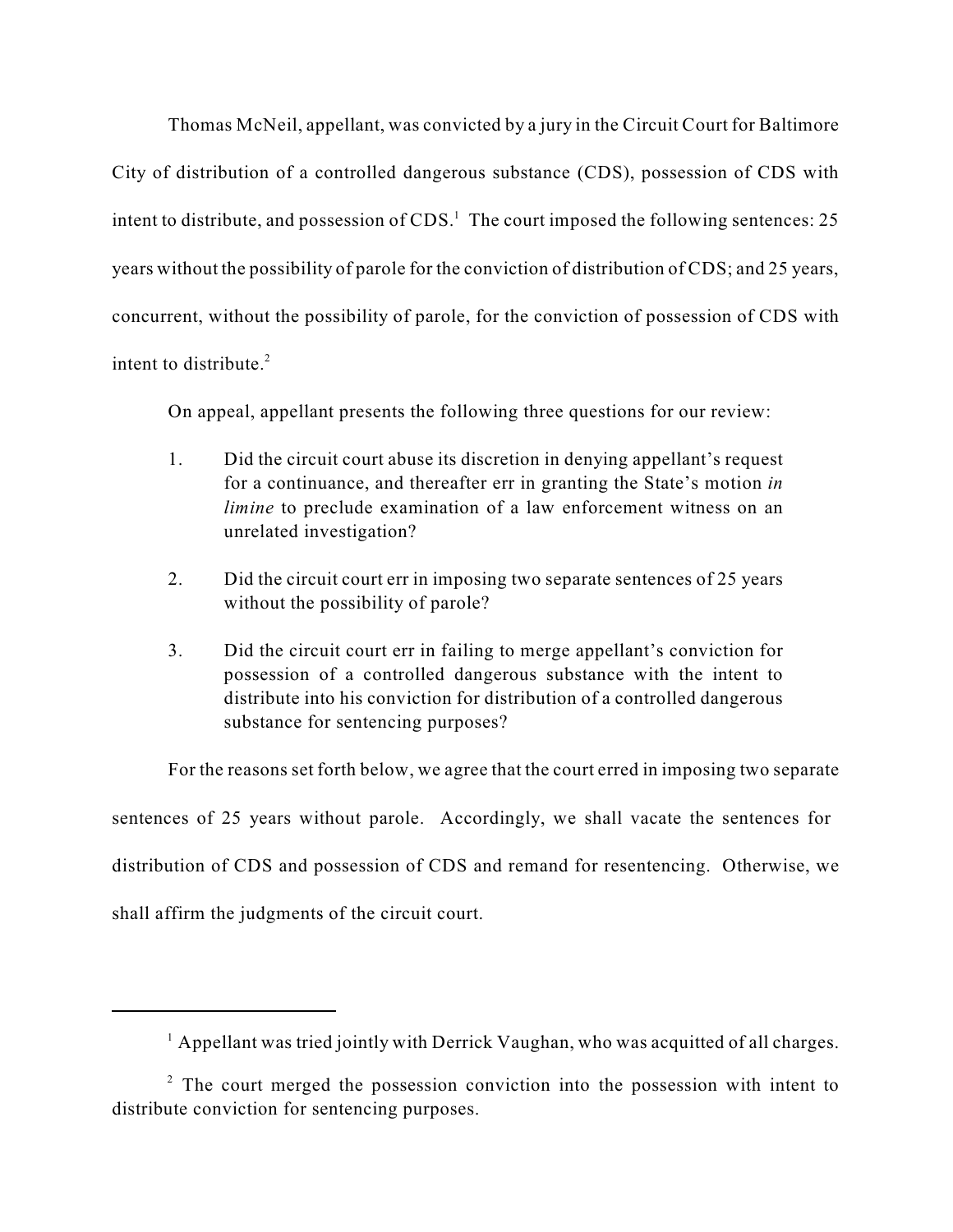Thomas McNeil, appellant, was convicted by a jury in the Circuit Court for Baltimore City of distribution of a controlled dangerous substance (CDS), possession of CDS with intent to distribute, and possession of CDS.[1] The court imposed the following sentences: 25 years without the possibility of parole for the conviction of distribution of CDS; and 25 years, concurrent, without the possibility of parole, for the conviction of possession of CDS with intent to distribute.[2]

On appeal, appellant presents the following three questions for our review:

1. Did the circuit court abuse its discretion in denying appellant's request for a continuance, and thereafter err in granting the State's motion *in limine* to preclude examination of a law enforcement witness on an unrelated investigation?

2. Did the circuit court err in imposing two separate sentences of 25 years without the possibility of parole?

3. Did the circuit court err in failing to merge appellant's conviction for possession of a controlled dangerous substance with the intent to distribute into his conviction for distribution of a controlled dangerous substance for sentencing purposes?

For the reasons set forth below, we agree that the court erred in imposing two separate sentences of 25 years without parole. Accordingly, we shall vacate the sentences for distribution of CDS and possession of CDS and remand for resentencing. Otherwise, we shall affirm the judgments of the circuit court.

---

[1] Appellant was tried jointly with Derrick Vaughan, who was acquitted of all charges.

[2] The court merged the possession conviction into the possession with intent to distribute conviction for sentencing purposes.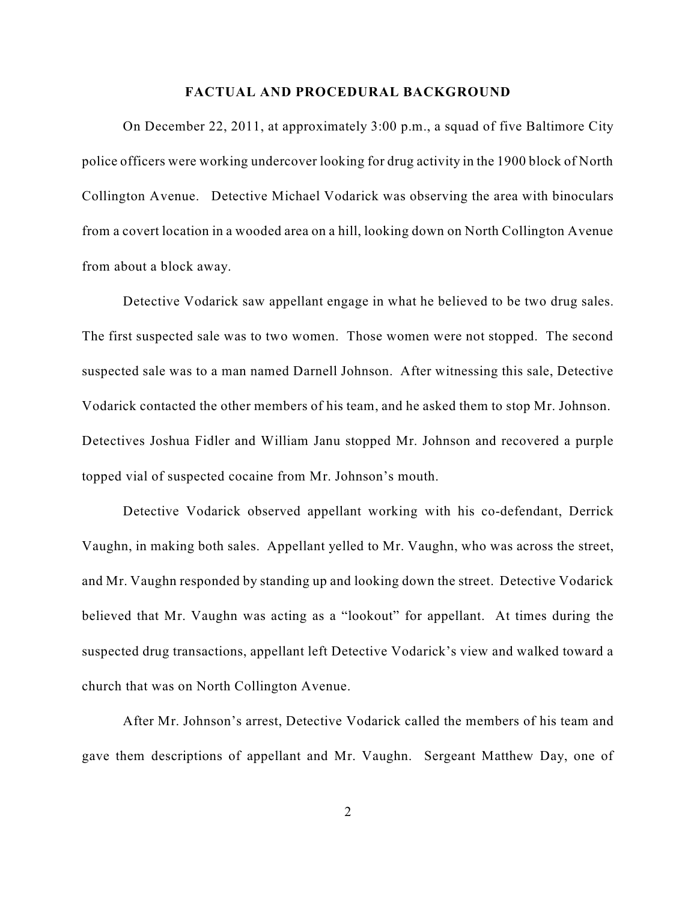## FACTUAL AND PROCEDURAL BACKGROUND

On December 22, 2011, at approximately 3:00 p.m., a squad of five Baltimore City police officers were working undercover looking for drug activity in the 1900 block of North Collington Avenue. Detective Michael Vodarick was observing the area with binoculars from a covert location in a wooded area on a hill, looking down on North Collington Avenue from about a block away.

Detective Vodarick saw appellant engage in what he believed to be two drug sales. The first suspected sale was to two women. Those women were not stopped. The second suspected sale was to a man named Darnell Johnson. After witnessing this sale, Detective Vodarick contacted the other members of his team, and he asked them to stop Mr. Johnson. Detectives Joshua Fidler and William Janu stopped Mr. Johnson and recovered a purple topped vial of suspected cocaine from Mr. Johnson's mouth.

Detective Vodarick observed appellant working with his co-defendant, Derrick Vaughn, in making both sales. Appellant yelled to Mr. Vaughn, who was across the street, and Mr. Vaughn responded by standing up and looking down the street. Detective Vodarick believed that Mr. Vaughn was acting as a "lookout" for appellant. At times during the suspected drug transactions, appellant left Detective Vodarick's view and walked toward a church that was on North Collington Avenue.

After Mr. Johnson's arrest, Detective Vodarick called the members of his team and gave them descriptions of appellant and Mr. Vaughn. Sergeant Matthew Day, one of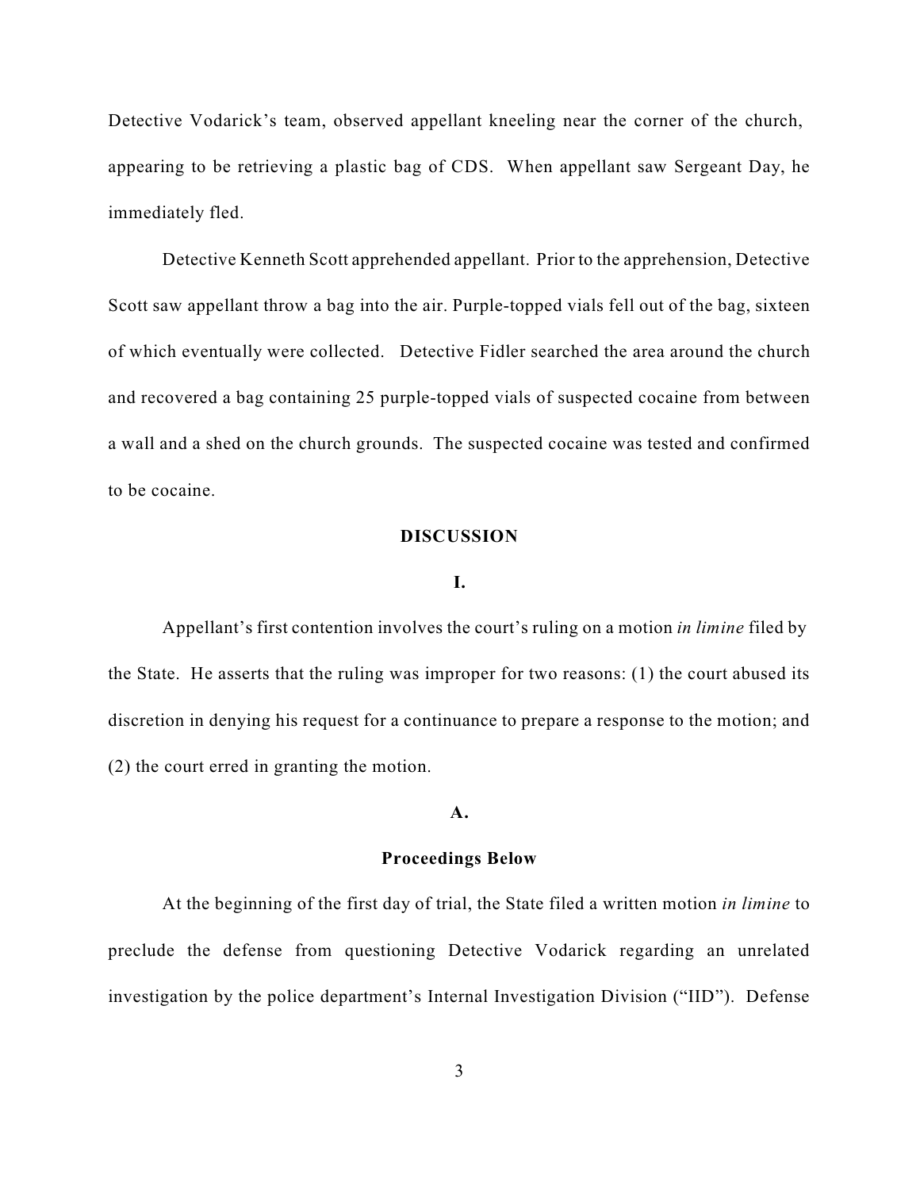Detective Vodarick's team, observed appellant kneeling near the corner of the church, appearing to be retrieving a plastic bag of CDS. When appellant saw Sergeant Day, he immediately fled.

Detective Kenneth Scott apprehended appellant. Prior to the apprehension, Detective Scott saw appellant throw a bag into the air. Purple-topped vials fell out of the bag, sixteen of which eventually were collected. Detective Fidler searched the area around the church and recovered a bag containing 25 purple-topped vials of suspected cocaine from between a wall and a shed on the church grounds. The suspected cocaine was tested and confirmed to be cocaine.

## DISCUSSION

### I.

Appellant's first contention involves the court's ruling on a motion *in limine* filed by the State. He asserts that the ruling was improper for two reasons: (1) the court abused its discretion in denying his request for a continuance to prepare a response to the motion; and (2) the court erred in granting the motion.

#### A.

#### Proceedings Below

At the beginning of the first day of trial, the State filed a written motion *in limine* to preclude the defense from questioning Detective Vodarick regarding an unrelated investigation by the police department's Internal Investigation Division ("IID"). Defense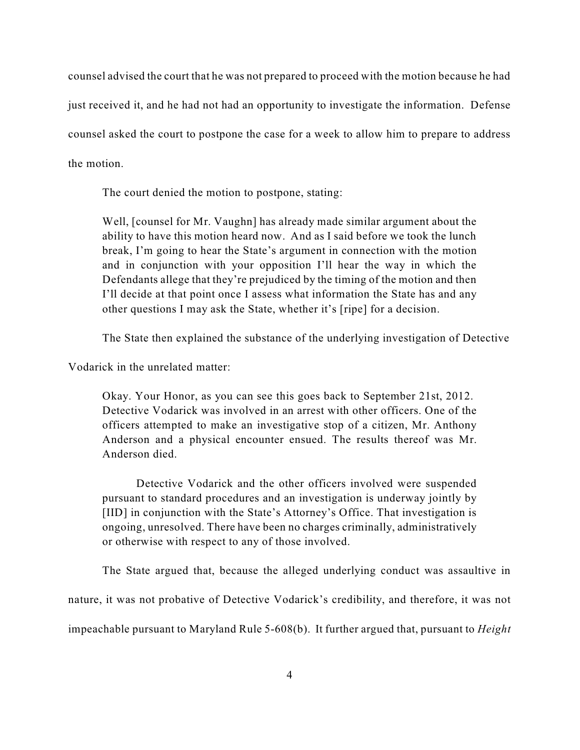counsel advised the court that he was not prepared to proceed with the motion because he had just received it, and he had not had an opportunity to investigate the information. Defense counsel asked the court to postpone the case for a week to allow him to prepare to address the motion.

The court denied the motion to postpone, stating:

> Well, [counsel for Mr. Vaughn] has already made similar argument about the ability to have this motion heard now. And as I said before we took the lunch break, I'm going to hear the State's argument in connection with the motion and in conjunction with your opposition I'll hear the way in which the Defendants allege that they're prejudiced by the timing of the motion and then I'll decide at that point once I assess what information the State has and any other questions I may ask the State, whether it's [ripe] for a decision.

The State then explained the substance of the underlying investigation of Detective Vodarick in the unrelated matter:

> Okay. Your Honor, as you can see this goes back to September 21st, 2012. Detective Vodarick was involved in an arrest with other officers. One of the officers attempted to make an investigative stop of a citizen, Mr. Anthony Anderson and a physical encounter ensued. The results thereof was Mr. Anderson died.
>
> Detective Vodarick and the other officers involved were suspended pursuant to standard procedures and an investigation is underway jointly by [IID] in conjunction with the State's Attorney's Office. That investigation is ongoing, unresolved. There have been no charges criminally, administratively or otherwise with respect to any of those involved.

The State argued that, because the alleged underlying conduct was assaultive in nature, it was not probative of Detective Vodarick's credibility, and therefore, it was not impeachable pursuant to Maryland Rule 5-608(b). It further argued that, pursuant to *Height*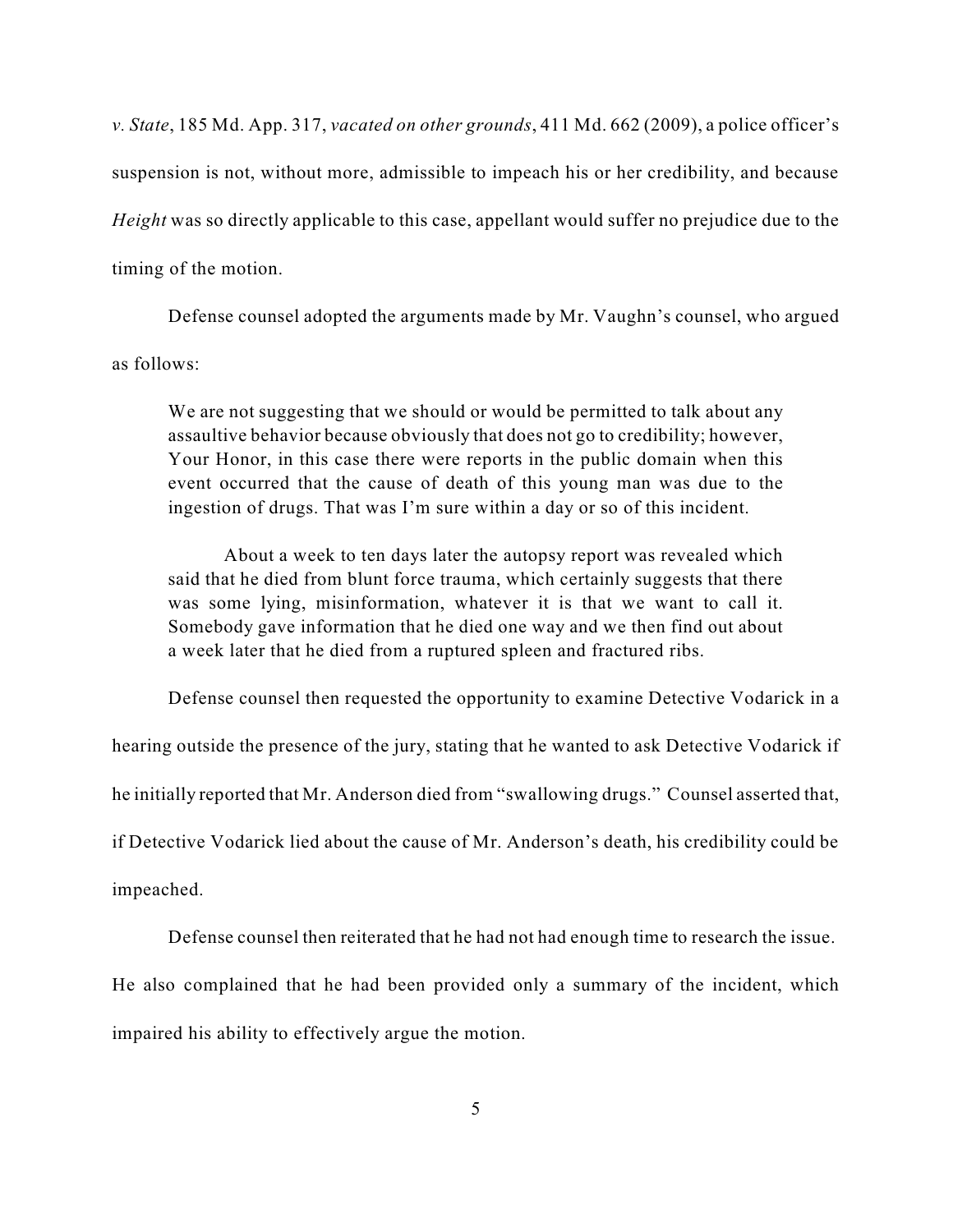*v. State*, 185 Md. App. 317, *vacated on other grounds*, 411 Md. 662 (2009), a police officer's suspension is not, without more, admissible to impeach his or her credibility, and because *Height* was so directly applicable to this case, appellant would suffer no prejudice due to the timing of the motion.

Defense counsel adopted the arguments made by Mr. Vaughn's counsel, who argued as follows:

> We are not suggesting that we should or would be permitted to talk about any assaultive behavior because obviously that does not go to credibility; however, Your Honor, in this case there were reports in the public domain when this event occurred that the cause of death of this young man was due to the ingestion of drugs. That was I'm sure within a day or so of this incident.
>
> About a week to ten days later the autopsy report was revealed which said that he died from blunt force trauma, which certainly suggests that there was some lying, misinformation, whatever it is that we want to call it. Somebody gave information that he died one way and we then find out about a week later that he died from a ruptured spleen and fractured ribs.

Defense counsel then requested the opportunity to examine Detective Vodarick in a hearing outside the presence of the jury, stating that he wanted to ask Detective Vodarick if he initially reported that Mr. Anderson died from "swallowing drugs." Counsel asserted that, if Detective Vodarick lied about the cause of Mr. Anderson's death, his credibility could be impeached.

Defense counsel then reiterated that he had not had enough time to research the issue. He also complained that he had been provided only a summary of the incident, which impaired his ability to effectively argue the motion.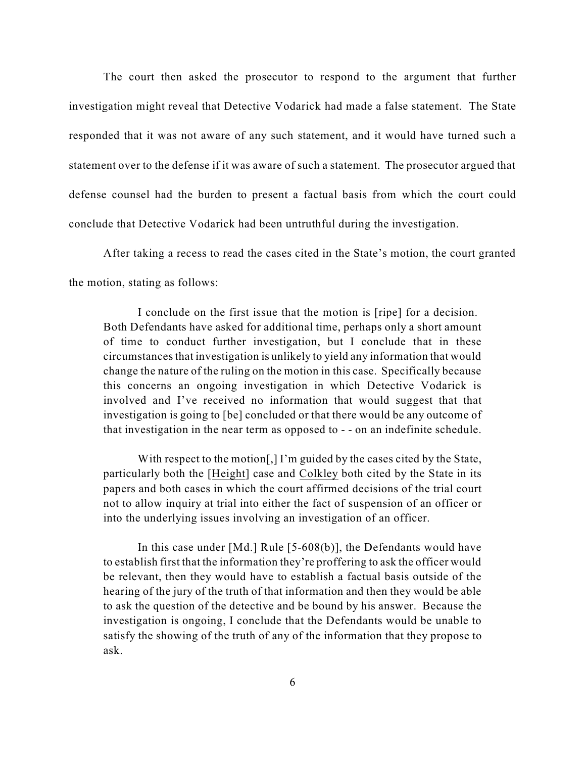The court then asked the prosecutor to respond to the argument that further investigation might reveal that Detective Vodarick had made a false statement. The State responded that it was not aware of any such statement, and it would have turned such a statement over to the defense if it was aware of such a statement. The prosecutor argued that defense counsel had the burden to present a factual basis from which the court could conclude that Detective Vodarick had been untruthful during the investigation.

After taking a recess to read the cases cited in the State's motion, the court granted the motion, stating as follows:

> I conclude on the first issue that the motion is [ripe] for a decision. Both Defendants have asked for additional time, perhaps only a short amount of time to conduct further investigation, but I conclude that in these circumstances that investigation is unlikely to yield any information that would change the nature of the ruling on the motion in this case. Specifically because this concerns an ongoing investigation in which Detective Vodarick is involved and I've received no information that would suggest that that investigation is going to [be] concluded or that there would be any outcome of that investigation in the near term as opposed to - - on an indefinite schedule.
>
> With respect to the motion[,] I'm guided by the cases cited by the State, particularly both the [Height] case and Colkley both cited by the State in its papers and both cases in which the court affirmed decisions of the trial court not to allow inquiry at trial into either the fact of suspension of an officer or into the underlying issues involving an investigation of an officer.
>
> In this case under [Md.] Rule [5-608(b)], the Defendants would have to establish first that the information they're proffering to ask the officer would be relevant, then they would have to establish a factual basis outside of the hearing of the jury of the truth of that information and then they would be able to ask the question of the detective and be bound by his answer. Because the investigation is ongoing, I conclude that the Defendants would be unable to satisfy the showing of the truth of any of the information that they propose to ask.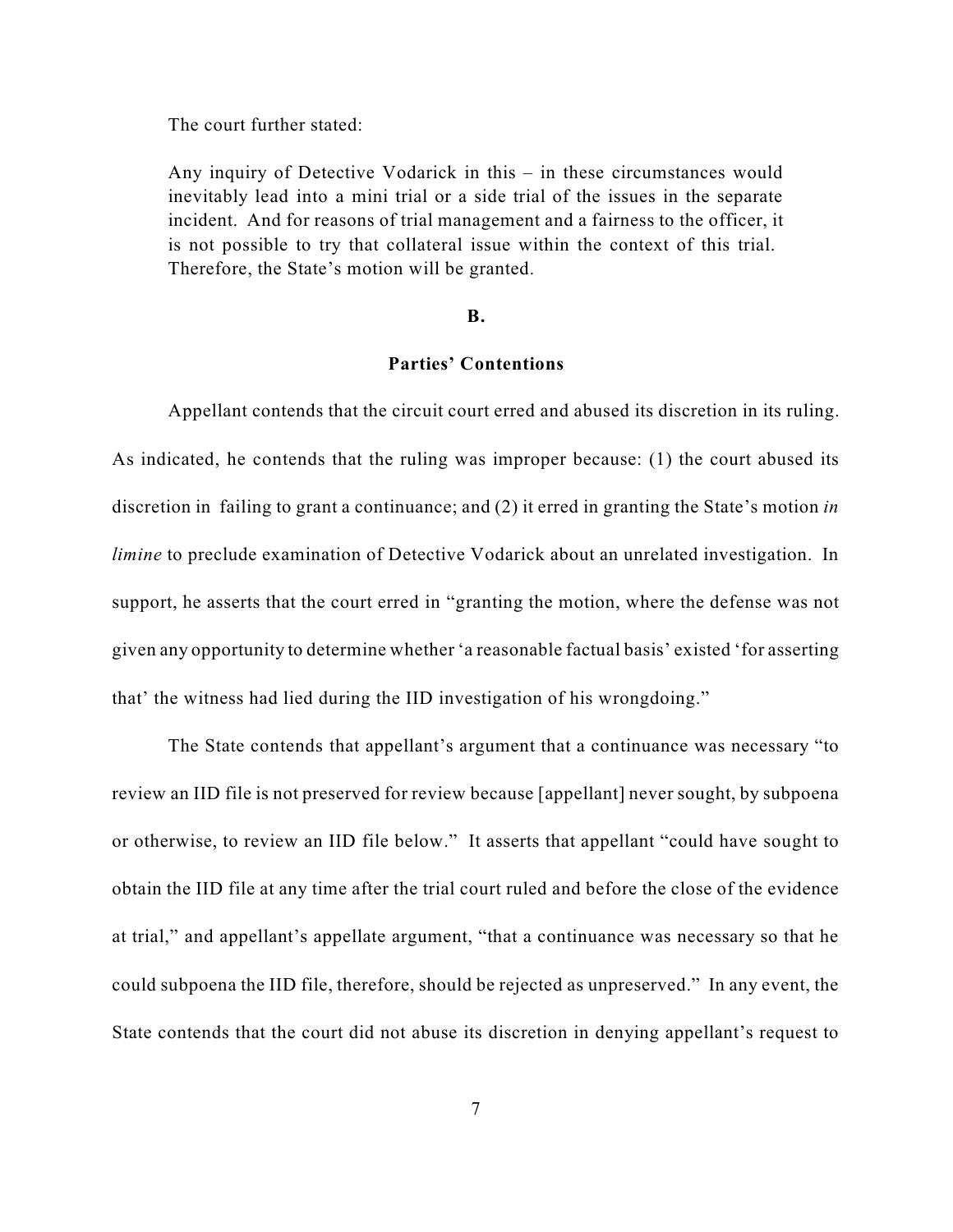The court further stated:

> Any inquiry of Detective Vodarick in this – in these circumstances would inevitably lead into a mini trial or a side trial of the issues in the separate incident. And for reasons of trial management and a fairness to the officer, it is not possible to try that collateral issue within the context of this trial. Therefore, the State's motion will be granted.

**B.**

**Parties' Contentions**

Appellant contends that the circuit court erred and abused its discretion in its ruling. As indicated, he contends that the ruling was improper because: (1) the court abused its discretion in failing to grant a continuance; and (2) it erred in granting the State's motion *in limine* to preclude examination of Detective Vodarick about an unrelated investigation. In support, he asserts that the court erred in "granting the motion, where the defense was not given any opportunity to determine whether 'a reasonable factual basis' existed 'for asserting that' the witness had lied during the IID investigation of his wrongdoing."

The State contends that appellant's argument that a continuance was necessary "to review an IID file is not preserved for review because [appellant] never sought, by subpoena or otherwise, to review an IID file below." It asserts that appellant "could have sought to obtain the IID file at any time after the trial court ruled and before the close of the evidence at trial," and appellant's appellate argument, "that a continuance was necessary so that he could subpoena the IID file, therefore, should be rejected as unpreserved." In any event, the State contends that the court did not abuse its discretion in denying appellant's request to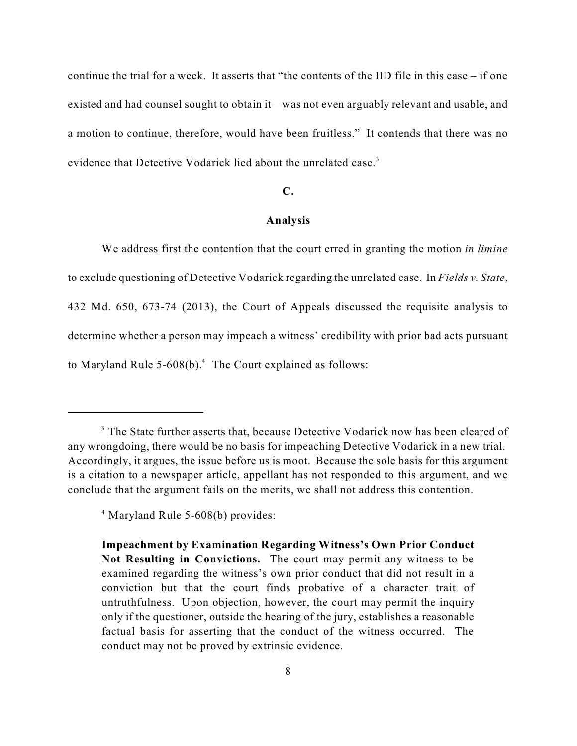continue the trial for a week. It asserts that "the contents of the IID file in this case – if one existed and had counsel sought to obtain it – was not even arguably relevant and usable, and a motion to continue, therefore, would have been fruitless." It contends that there was no evidence that Detective Vodarick lied about the unrelated case.[3]

**C.**

**Analysis**

We address first the contention that the court erred in granting the motion *in limine* to exclude questioning of Detective Vodarick regarding the unrelated case. In *Fields v. State*, 432 Md. 650, 673-74 (2013), the Court of Appeals discussed the requisite analysis to determine whether a person may impeach a witness' credibility with prior bad acts pursuant to Maryland Rule 5-608(b).[4] The Court explained as follows:

---

[3] The State further asserts that, because Detective Vodarick now has been cleared of any wrongdoing, there would be no basis for impeaching Detective Vodarick in a new trial. Accordingly, it argues, the issue before us is moot. Because the sole basis for this argument is a citation to a newspaper article, appellant has not responded to this argument, and we conclude that the argument fails on the merits, we shall not address this contention.

[4] Maryland Rule 5-608(b) provides:

> **Impeachment by Examination Regarding Witness's Own Prior Conduct Not Resulting in Convictions.** The court may permit any witness to be examined regarding the witness's own prior conduct that did not result in a conviction but that the court finds probative of a character trait of untruthfulness. Upon objection, however, the court may permit the inquiry only if the questioner, outside the hearing of the jury, establishes a reasonable factual basis for asserting that the conduct of the witness occurred. The conduct may not be proved by extrinsic evidence.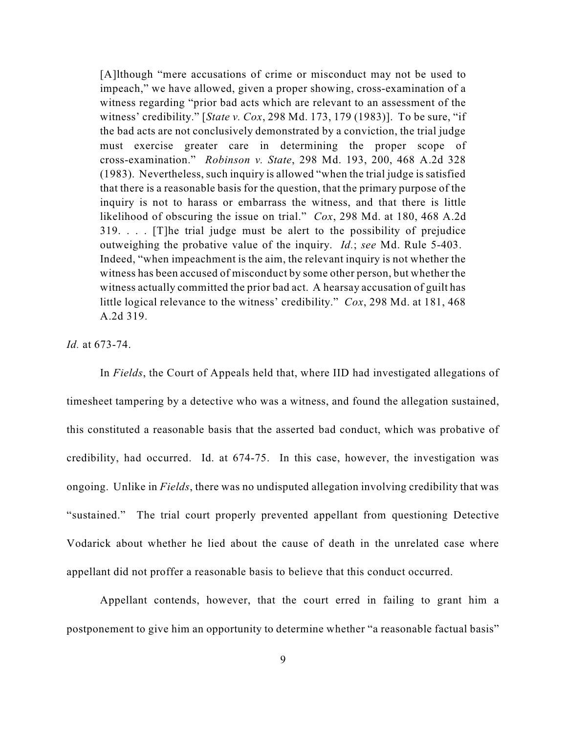> [A]lthough "mere accusations of crime or misconduct may not be used to impeach," we have allowed, given a proper showing, cross-examination of a witness regarding "prior bad acts which are relevant to an assessment of the witness' credibility." [*State v. Cox*, 298 Md. 173, 179 (1983)]. To be sure, "if the bad acts are not conclusively demonstrated by a conviction, the trial judge must exercise greater care in determining the proper scope of cross-examination." *Robinson v. State*, 298 Md. 193, 200, 468 A.2d 328 (1983). Nevertheless, such inquiry is allowed "when the trial judge is satisfied that there is a reasonable basis for the question, that the primary purpose of the inquiry is not to harass or embarrass the witness, and that there is little likelihood of obscuring the issue on trial." *Cox*, 298 Md. at 180, 468 A.2d 319. . . . [T]he trial judge must be alert to the possibility of prejudice outweighing the probative value of the inquiry. *Id.*; *see* Md. Rule 5-403. Indeed, "when impeachment is the aim, the relevant inquiry is not whether the witness has been accused of misconduct by some other person, but whether the witness actually committed the prior bad act. A hearsay accusation of guilt has little logical relevance to the witness' credibility." *Cox*, 298 Md. at 181, 468 A.2d 319.

*Id.* at 673-74.

In *Fields*, the Court of Appeals held that, where IID had investigated allegations of timesheet tampering by a detective who was a witness, and found the allegation sustained, this constituted a reasonable basis that the asserted bad conduct, which was probative of credibility, had occurred. Id. at 674-75. In this case, however, the investigation was ongoing. Unlike in *Fields*, there was no undisputed allegation involving credibility that was "sustained." The trial court properly prevented appellant from questioning Detective Vodarick about whether he lied about the cause of death in the unrelated case where appellant did not proffer a reasonable basis to believe that this conduct occurred.

Appellant contends, however, that the court erred in failing to grant him a postponement to give him an opportunity to determine whether "a reasonable factual basis"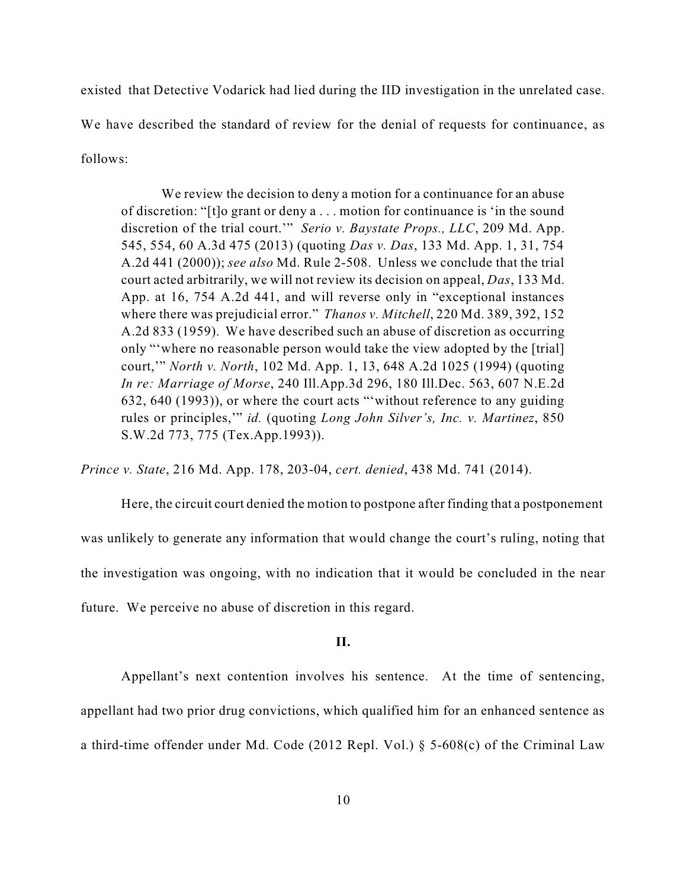existed that Detective Vodarick had lied during the IID investigation in the unrelated case. We have described the standard of review for the denial of requests for continuance, as follows:

> We review the decision to deny a motion for a continuance for an abuse of discretion: "[t]o grant or deny a . . . motion for continuance is 'in the sound discretion of the trial court.'" *Serio v. Baystate Props., LLC*, 209 Md. App. 545, 554, 60 A.3d 475 (2013) (quoting *Das v. Das*, 133 Md. App. 1, 31, 754 A.2d 441 (2000)); *see also* Md. Rule 2-508. Unless we conclude that the trial court acted arbitrarily, we will not review its decision on appeal, *Das*, 133 Md. App. at 16, 754 A.2d 441, and will reverse only in "exceptional instances where there was prejudicial error." *Thanos v. Mitchell*, 220 Md. 389, 392, 152 A.2d 833 (1959). We have described such an abuse of discretion as occurring only "'where no reasonable person would take the view adopted by the [trial] court,'" *North v. North*, 102 Md. App. 1, 13, 648 A.2d 1025 (1994) (quoting *In re: Marriage of Morse*, 240 Ill.App.3d 296, 180 Ill.Dec. 563, 607 N.E.2d 632, 640 (1993)), or where the court acts "'without reference to any guiding rules or principles,'" *id.* (quoting *Long John Silver's, Inc. v. Martinez*, 850 S.W.2d 773, 775 (Tex.App.1993)).

*Prince v. State*, 216 Md. App. 178, 203-04, *cert. denied*, 438 Md. 741 (2014).

Here, the circuit court denied the motion to postpone after finding that a postponement was unlikely to generate any information that would change the court's ruling, noting that the investigation was ongoing, with no indication that it would be concluded in the near future. We perceive no abuse of discretion in this regard.

## II.

Appellant's next contention involves his sentence. At the time of sentencing, appellant had two prior drug convictions, which qualified him for an enhanced sentence as a third-time offender under Md. Code (2012 Repl. Vol.) § 5-608(c) of the Criminal Law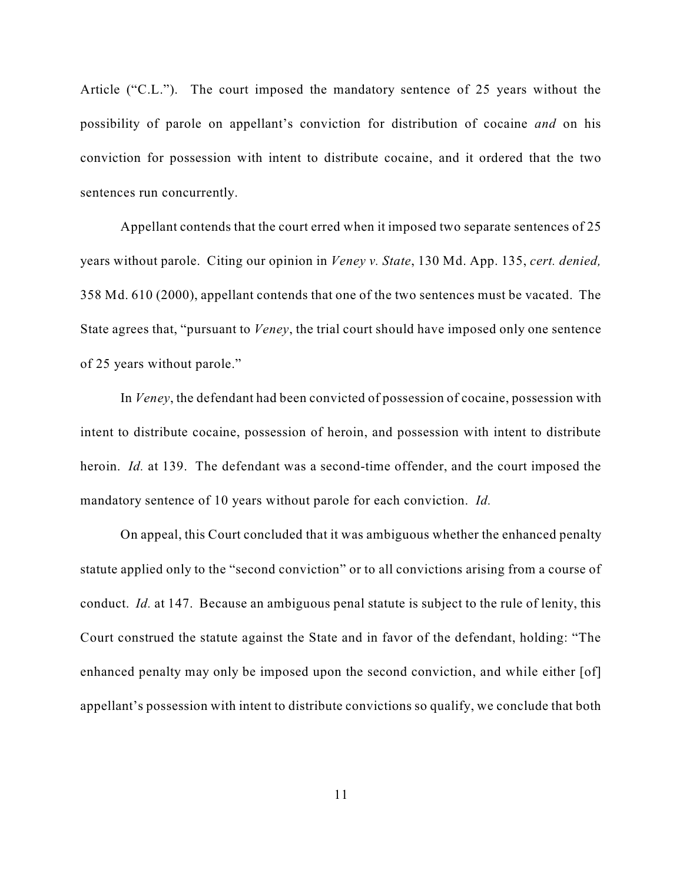Article ("C.L."). The court imposed the mandatory sentence of 25 years without the possibility of parole on appellant's conviction for distribution of cocaine *and* on his conviction for possession with intent to distribute cocaine, and it ordered that the two sentences run concurrently.

Appellant contends that the court erred when it imposed two separate sentences of 25 years without parole. Citing our opinion in *Veney v. State*, 130 Md. App. 135, *cert. denied,* 358 Md. 610 (2000), appellant contends that one of the two sentences must be vacated. The State agrees that, "pursuant to *Veney*, the trial court should have imposed only one sentence of 25 years without parole."

In *Veney*, the defendant had been convicted of possession of cocaine, possession with intent to distribute cocaine, possession of heroin, and possession with intent to distribute heroin. *Id.* at 139. The defendant was a second-time offender, and the court imposed the mandatory sentence of 10 years without parole for each conviction. *Id.*

On appeal, this Court concluded that it was ambiguous whether the enhanced penalty statute applied only to the "second conviction" or to all convictions arising from a course of conduct. *Id.* at 147. Because an ambiguous penal statute is subject to the rule of lenity, this Court construed the statute against the State and in favor of the defendant, holding: "The enhanced penalty may only be imposed upon the second conviction, and while either [of] appellant's possession with intent to distribute convictions so qualify, we conclude that both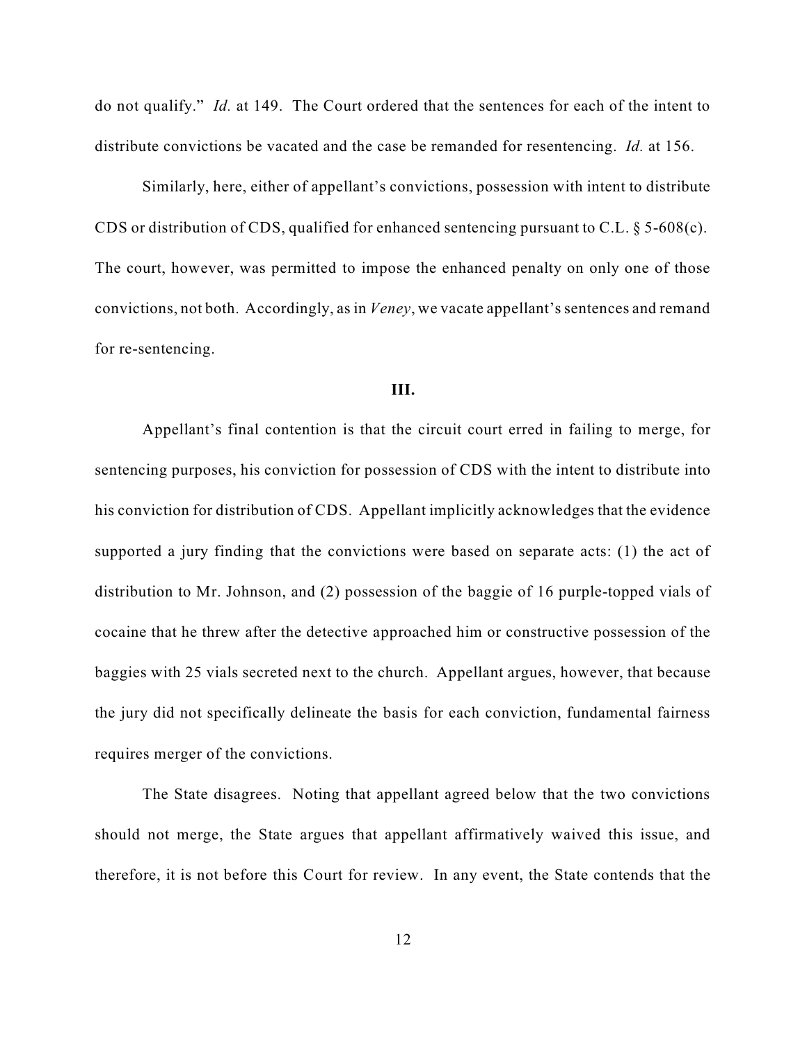do not qualify." *Id.* at 149. The Court ordered that the sentences for each of the intent to distribute convictions be vacated and the case be remanded for resentencing. *Id.* at 156.

Similarly, here, either of appellant's convictions, possession with intent to distribute CDS or distribution of CDS, qualified for enhanced sentencing pursuant to C.L. § 5-608(c). The court, however, was permitted to impose the enhanced penalty on only one of those convictions, not both. Accordingly, as in *Veney*, we vacate appellant's sentences and remand for re-sentencing.

## III.

Appellant's final contention is that the circuit court erred in failing to merge, for sentencing purposes, his conviction for possession of CDS with the intent to distribute into his conviction for distribution of CDS. Appellant implicitly acknowledges that the evidence supported a jury finding that the convictions were based on separate acts: (1) the act of distribution to Mr. Johnson, and (2) possession of the baggie of 16 purple-topped vials of cocaine that he threw after the detective approached him or constructive possession of the baggies with 25 vials secreted next to the church. Appellant argues, however, that because the jury did not specifically delineate the basis for each conviction, fundamental fairness requires merger of the convictions.

The State disagrees. Noting that appellant agreed below that the two convictions should not merge, the State argues that appellant affirmatively waived this issue, and therefore, it is not before this Court for review. In any event, the State contends that the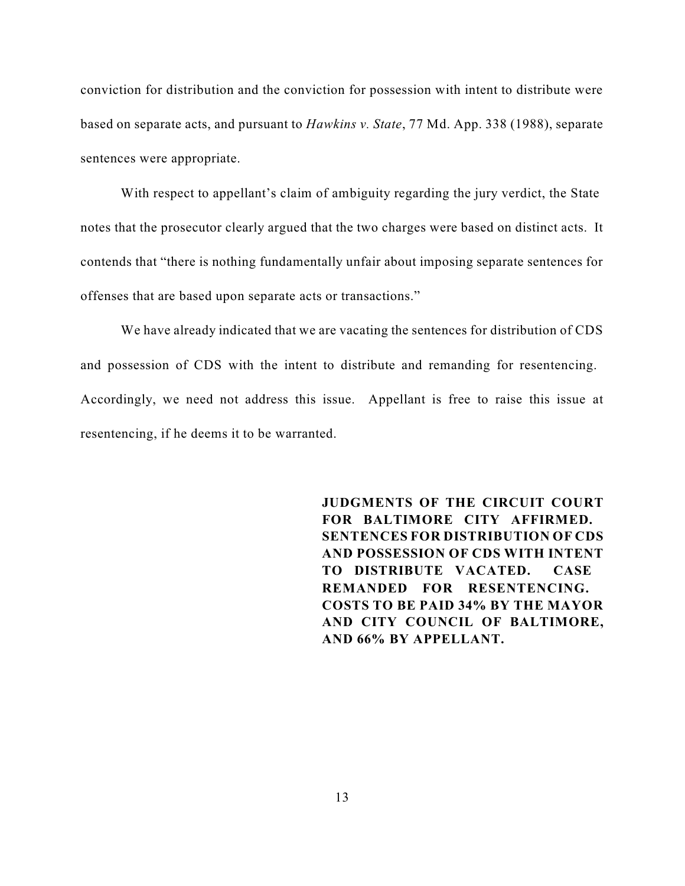conviction for distribution and the conviction for possession with intent to distribute were based on separate acts, and pursuant to *Hawkins v. State*, 77 Md. App. 338 (1988), separate sentences were appropriate.

With respect to appellant's claim of ambiguity regarding the jury verdict, the State notes that the prosecutor clearly argued that the two charges were based on distinct acts. It contends that "there is nothing fundamentally unfair about imposing separate sentences for offenses that are based upon separate acts or transactions."

We have already indicated that we are vacating the sentences for distribution of CDS and possession of CDS with the intent to distribute and remanding for resentencing. Accordingly, we need not address this issue. Appellant is free to raise this issue at resentencing, if he deems it to be warranted.

**JUDGMENTS OF THE CIRCUIT COURT FOR BALTIMORE CITY AFFIRMED. SENTENCES FOR DISTRIBUTION OF CDS AND POSSESSION OF CDS WITH INTENT TO DISTRIBUTE VACATED. CASE REMANDED FOR RESENTENCING. COSTS TO BE PAID 34% BY THE MAYOR AND CITY COUNCIL OF BALTIMORE, AND 66% BY APPELLANT.**